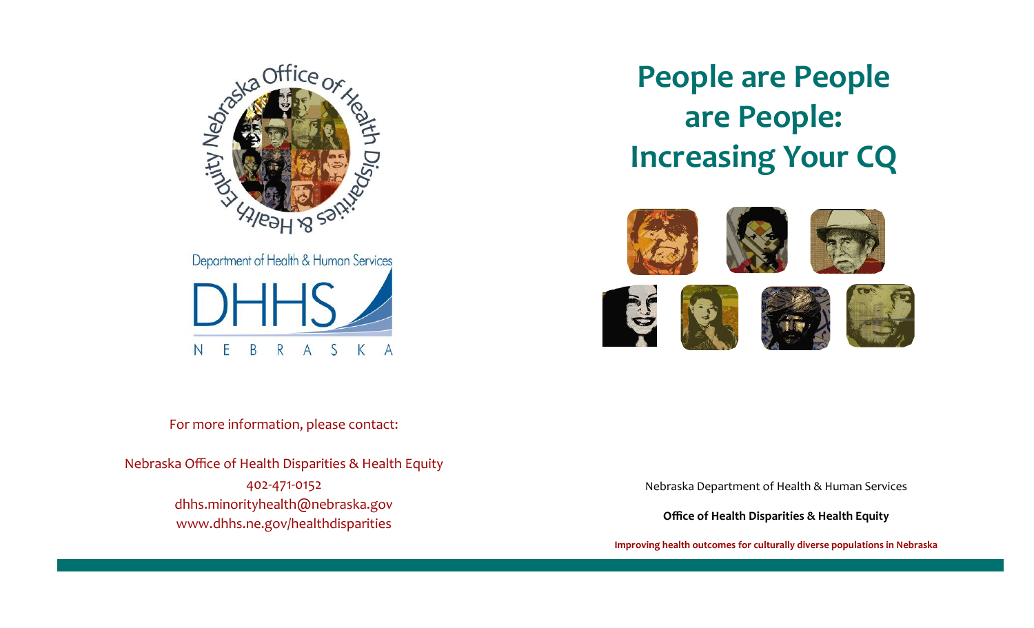# People are People are People: Increasing Your CQ

Nebraska Office of Health Disparities & Health Equity

Department of Health & Human Services

DHHS NEBRASKA

For more information, please contact:

Nebraska Office of Health Disparities & Health Equity
402-471-0152
dhhs.minorityhealth@nebraska.gov
www.dhhs.ne.gov/healthdisparities

Nebraska Department of Health & Human Services

**Office of Health Disparities & Health Equity**

**Improving health outcomes for culturally diverse populations in Nebraska**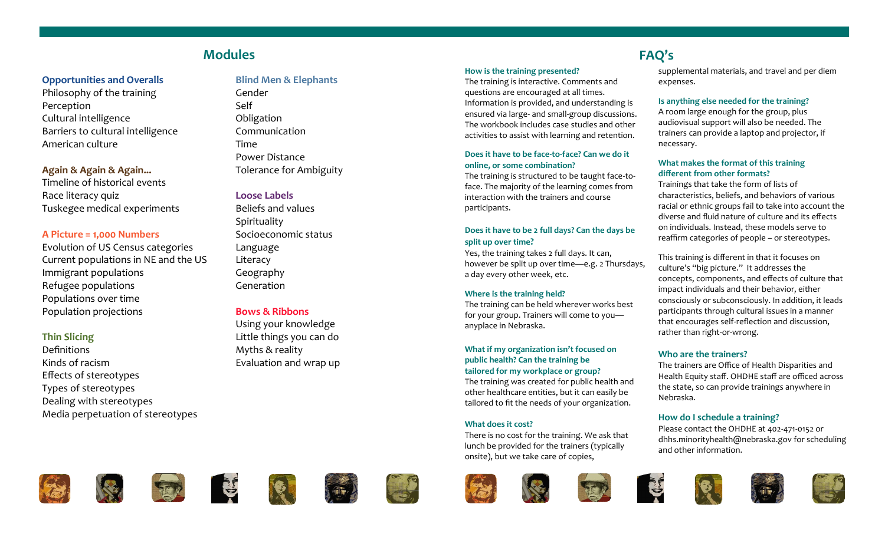## Modules

### Opportunities and Overalls

Philosophy of the training
Perception
Cultural intelligence
Barriers to cultural intelligence
American culture

### Again & Again & Again...

Timeline of historical events
Race literacy quiz
Tuskegee medical experiments

### A Picture = 1,000 Numbers

Evolution of US Census categories
Current populations in NE and the US
Immigrant populations
Refugee populations
Populations over time
Population projections

### Thin Slicing

Definitions
Kinds of racism
Effects of stereotypes
Types of stereotypes
Dealing with stereotypes
Media perpetuation of stereotypes

### Blind Men & Elephants

Gender
Self
Obligation
Communication
Time
Power Distance
Tolerance for Ambiguity

### Loose Labels

Beliefs and values
Spirituality
Socioeconomic status
Language
Literacy
Geography
Generation

### Bows & Ribbons

Using your knowledge
Little things you can do
Myths & reality
Evaluation and wrap up

## FAQ's

**How is the training presented?**
The training is interactive. Comments and questions are encouraged at all times. Information is provided, and understanding is ensured via large- and small-group discussions. The workbook includes case studies and other activities to assist with learning and retention.

**Does it have to be face-to-face? Can we do it online, or some combination?**
The training is structured to be taught face-to-face. The majority of the learning comes from interaction with the trainers and course participants.

**Does it have to be 2 full days? Can the days be split up over time?**
Yes, the training takes 2 full days. It can, however be split up over time—e.g. 2 Thursdays, a day every other week, etc.

**Where is the training held?**
The training can be held wherever works best for your group. Trainers will come to you—anyplace in Nebraska.

**What if my organization isn't focused on public health? Can the training be tailored for my workplace or group?**
The training was created for public health and other healthcare entities, but it can easily be tailored to fit the needs of your organization.

**What does it cost?**
There is no cost for the training. We ask that lunch be provided for the trainers (typically onsite), but we take care of copies, supplemental materials, and travel and per diem expenses.

**Is anything else needed for the training?**
A room large enough for the group, plus audiovisual support will also be needed. The trainers can provide a laptop and projector, if necessary.

**What makes the format of this training different from other formats?**
Trainings that take the form of lists of characteristics, beliefs, and behaviors of various racial or ethnic groups fail to take into account the diverse and fluid nature of culture and its effects on individuals. Instead, these models serve to reaffirm categories of people – or stereotypes.

This training is different in that it focuses on culture's "big picture." It addresses the concepts, components, and effects of culture that impact individuals and their behavior, either consciously or subconsciously. In addition, it leads participants through cultural issues in a manner that encourages self-reflection and discussion, rather than right-or-wrong.

**Who are the trainers?**
The trainers are Office of Health Disparities and Health Equity staff. OHDHE staff are officed across the state, so can provide trainings anywhere in Nebraska.

**How do I schedule a training?**
Please contact the OHDHE at 402-471-0152 or dhhs.minorityhealth@nebraska.gov for scheduling and other information.